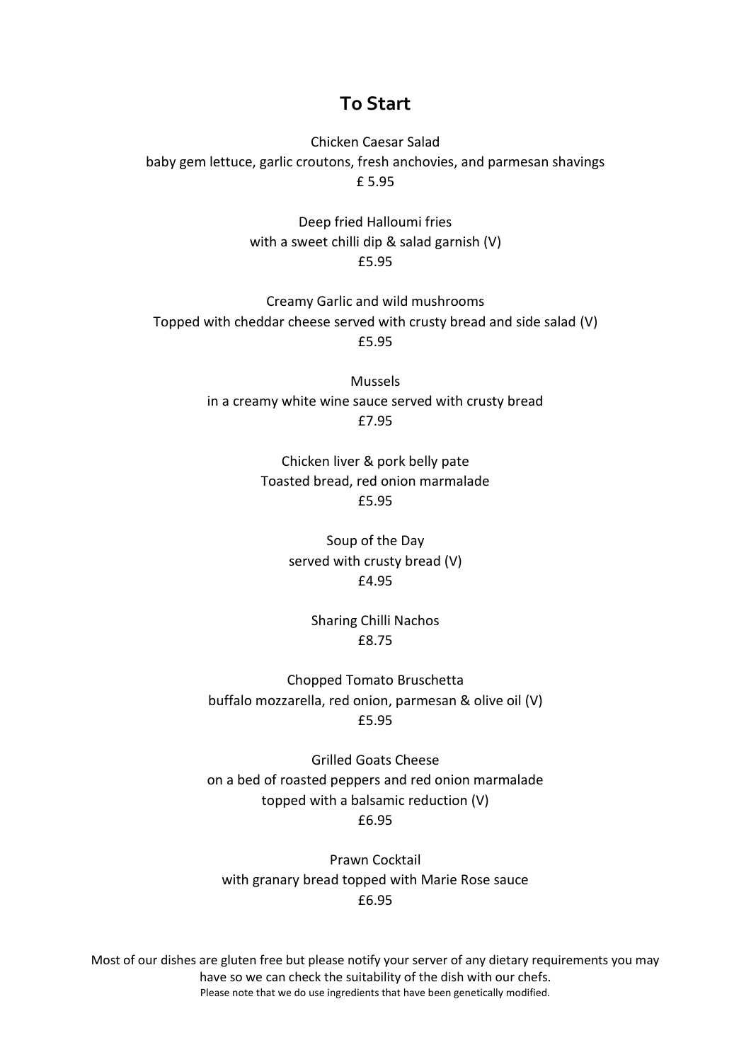## To Start

Chicken Caesar Salad
baby gem lettuce, garlic croutons, fresh anchovies, and parmesan shavings
£ 5.95

Deep fried Halloumi fries
with a sweet chilli dip & salad garnish (V)
£5.95

Creamy Garlic and wild mushrooms
Topped with cheddar cheese served with crusty bread and side salad (V)
£5.95

Mussels
in a creamy white wine sauce served with crusty bread
£7.95

Chicken liver & pork belly pate
Toasted bread, red onion marmalade
£5.95

Soup of the Day
served with crusty bread (V)
£4.95

Sharing Chilli Nachos
£8.75

Chopped Tomato Bruschetta
buffalo mozzarella, red onion, parmesan & olive oil (V)
£5.95

Grilled Goats Cheese
on a bed of roasted peppers and red onion marmalade
topped with a balsamic reduction (V)
£6.95

Prawn Cocktail
with granary bread topped with Marie Rose sauce
£6.95

Most of our dishes are gluten free but please notify your server of any dietary requirements you may have so we can check the suitability of the dish with our chefs.
Please note that we do use ingredients that have been genetically modified.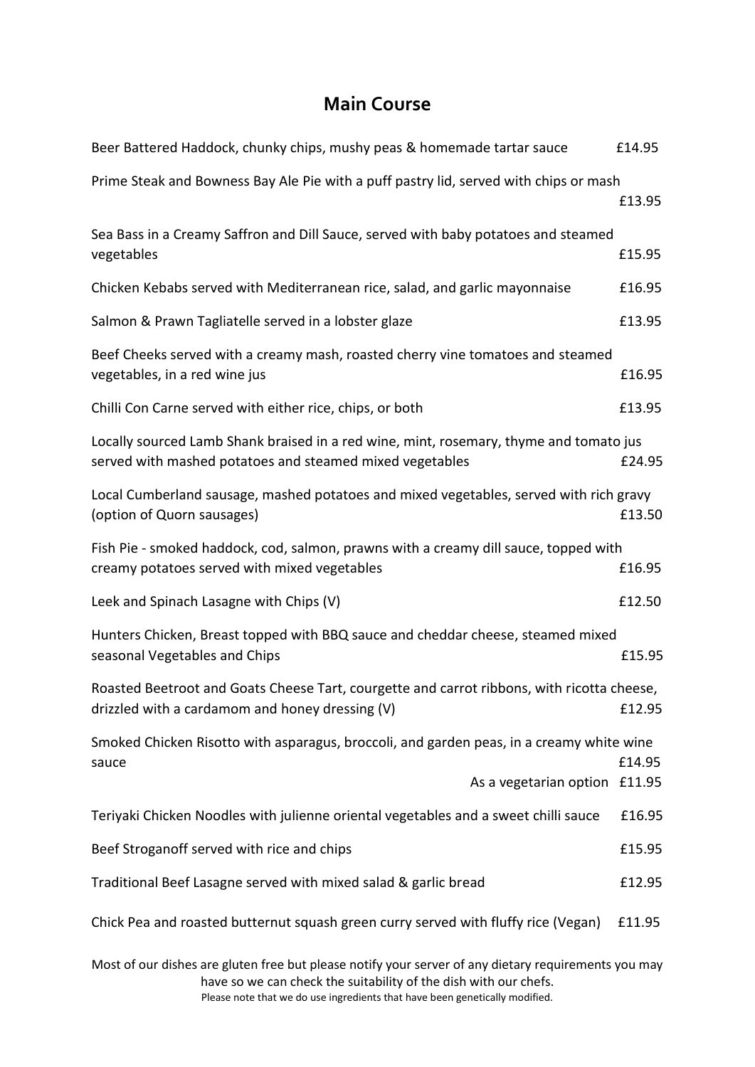## Main Course

Beer Battered Haddock, chunky chips, mushy peas & homemade tartar sauce £14.95

Prime Steak and Bowness Bay Ale Pie with a puff pastry lid, served with chips or mash £13.95

Sea Bass in a Creamy Saffron and Dill Sauce, served with baby potatoes and steamed vegetables £15.95

Chicken Kebabs served with Mediterranean rice, salad, and garlic mayonnaise £16.95

Salmon & Prawn Tagliatelle served in a lobster glaze £13.95

Beef Cheeks served with a creamy mash, roasted cherry vine tomatoes and steamed vegetables, in a red wine jus £16.95

Chilli Con Carne served with either rice, chips, or both £13.95

Locally sourced Lamb Shank braised in a red wine, mint, rosemary, thyme and tomato jus served with mashed potatoes and steamed mixed vegetables £24.95

Local Cumberland sausage, mashed potatoes and mixed vegetables, served with rich gravy (option of Quorn sausages) £13.50

Fish Pie - smoked haddock, cod, salmon, prawns with a creamy dill sauce, topped with creamy potatoes served with mixed vegetables £16.95

Leek and Spinach Lasagne with Chips (V) £12.50

Hunters Chicken, Breast topped with BBQ sauce and cheddar cheese, steamed mixed seasonal Vegetables and Chips £15.95

Roasted Beetroot and Goats Cheese Tart, courgette and carrot ribbons, with ricotta cheese, drizzled with a cardamom and honey dressing (V) £12.95

Smoked Chicken Risotto with asparagus, broccoli, and garden peas, in a creamy white wine sauce £14.95
As a vegetarian option £11.95

Teriyaki Chicken Noodles with julienne oriental vegetables and a sweet chilli sauce £16.95

Beef Stroganoff served with rice and chips £15.95

Traditional Beef Lasagne served with mixed salad & garlic bread £12.95

Chick Pea and roasted butternut squash green curry served with fluffy rice (Vegan) £11.95

Most of our dishes are gluten free but please notify your server of any dietary requirements you may have so we can check the suitability of the dish with our chefs.

Please note that we do use ingredients that have been genetically modified.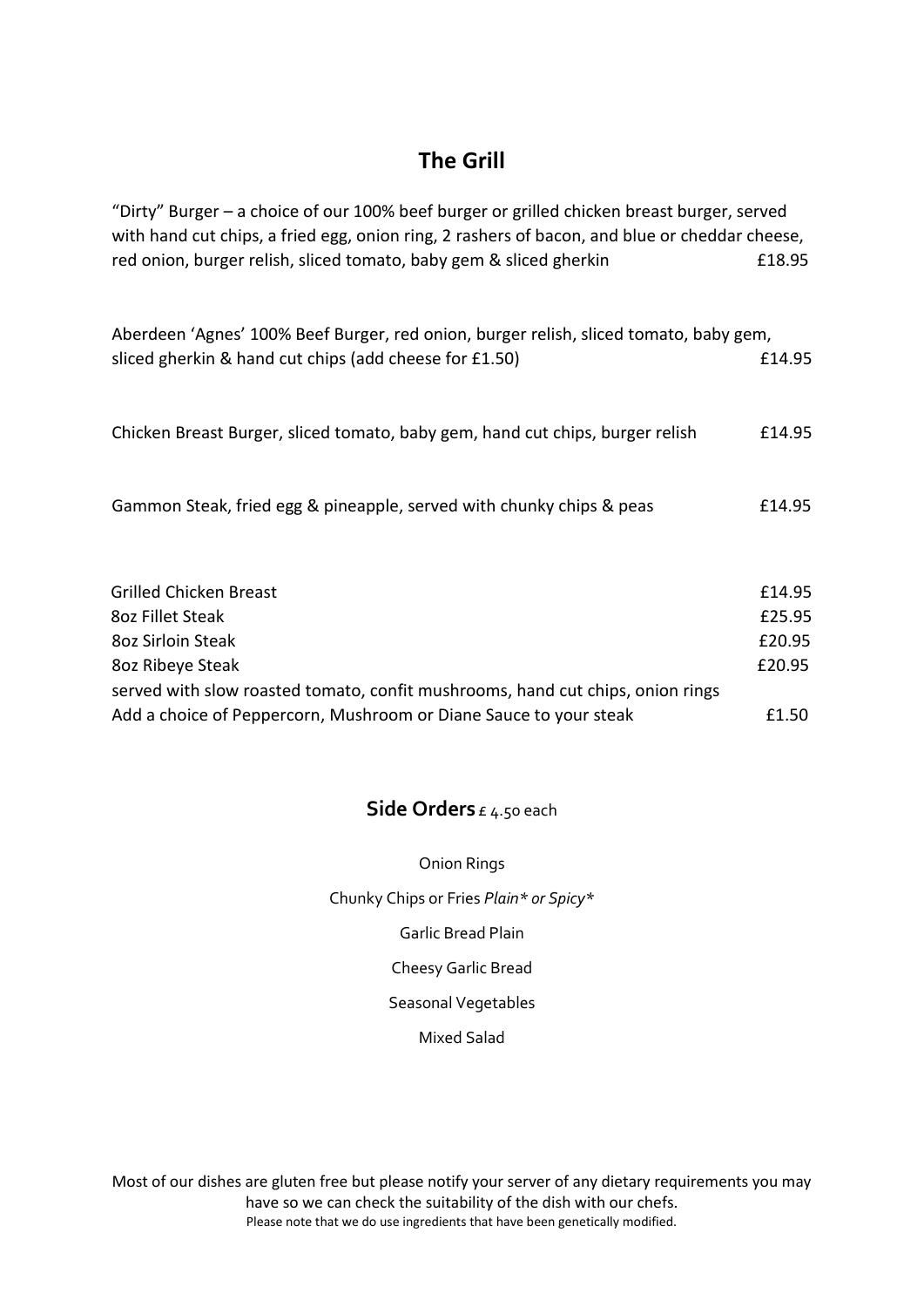## The Grill

"Dirty" Burger – a choice of our 100% beef burger or grilled chicken breast burger, served with hand cut chips, a fried egg, onion ring, 2 rashers of bacon, and blue or cheddar cheese, red onion, burger relish, sliced tomato, baby gem & sliced gherkin £18.95

Aberdeen 'Agnes' 100% Beef Burger, red onion, burger relish, sliced tomato, baby gem, sliced gherkin & hand cut chips (add cheese for £1.50) £14.95

Chicken Breast Burger, sliced tomato, baby gem, hand cut chips, burger relish £14.95

Gammon Steak, fried egg & pineapple, served with chunky chips & peas £14.95

Grilled Chicken Breast £14.95
8oz Fillet Steak £25.95
8oz Sirloin Steak £20.95
8oz Ribeye Steak £20.95
served with slow roasted tomato, confit mushrooms, hand cut chips, onion rings
Add a choice of Peppercorn, Mushroom or Diane Sauce to your steak £1.50

## Side Orders £ 4.50 each

Onion Rings

Chunky Chips or Fries *Plain\* or Spicy\**

Garlic Bread Plain

Cheesy Garlic Bread

Seasonal Vegetables

Mixed Salad

Most of our dishes are gluten free but please notify your server of any dietary requirements you may have so we can check the suitability of the dish with our chefs.
Please note that we do use ingredients that have been genetically modified.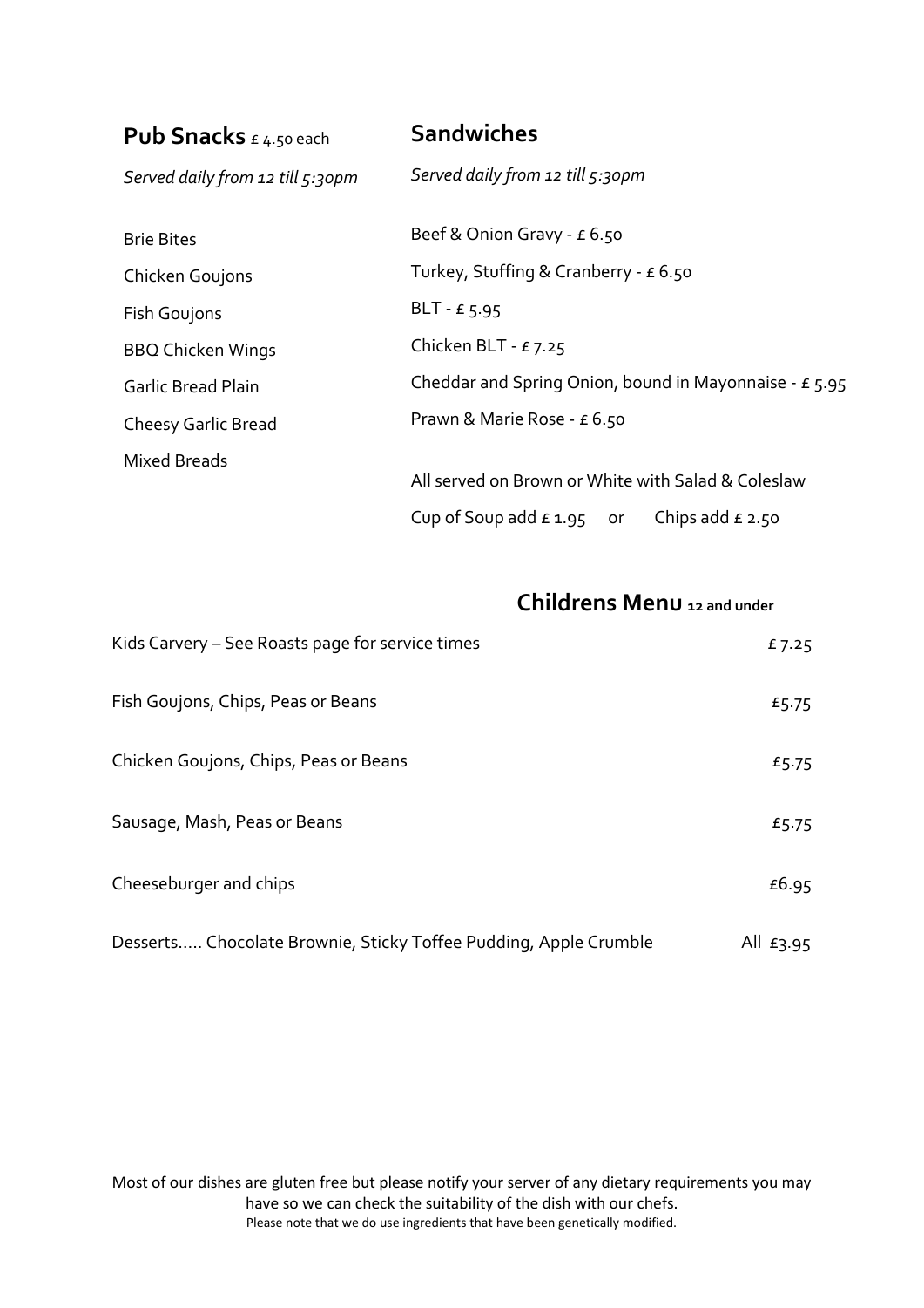## Pub Snacks £ 4.50 each

*Served daily from 12 till 5:30pm*

- Brie Bites
- Chicken Goujons
- Fish Goujons
- BBQ Chicken Wings
- Garlic Bread Plain
- Cheesy Garlic Bread
- Mixed Breads

## Sandwiches

*Served daily from 12 till 5:30pm*

- Beef & Onion Gravy - £ 6.50
- Turkey, Stuffing & Cranberry - £ 6.50
- BLT - £ 5.95
- Chicken BLT - £ 7.25
- Cheddar and Spring Onion, bound in Mayonnaise - £ 5.95
- Prawn & Marie Rose - £ 6.50

All served on Brown or White with Salad & Coleslaw

Cup of Soup add £ 1.95 or Chips add £ 2.50

## Childrens Menu 12 and under

| Item | Price |
| --- | --- |
| Kids Carvery – See Roasts page for service times | £ 7.25 |
| Fish Goujons, Chips, Peas or Beans | £5.75 |
| Chicken Goujons, Chips, Peas or Beans | £5.75 |
| Sausage, Mash, Peas or Beans | £5.75 |
| Cheeseburger and chips | £6.95 |
| Desserts….. Chocolate Brownie, Sticky Toffee Pudding, Apple Crumble | All £3.95 |

Most of our dishes are gluten free but please notify your server of any dietary requirements you may have so we can check the suitability of the dish with our chefs.

Please note that we do use ingredients that have been genetically modified.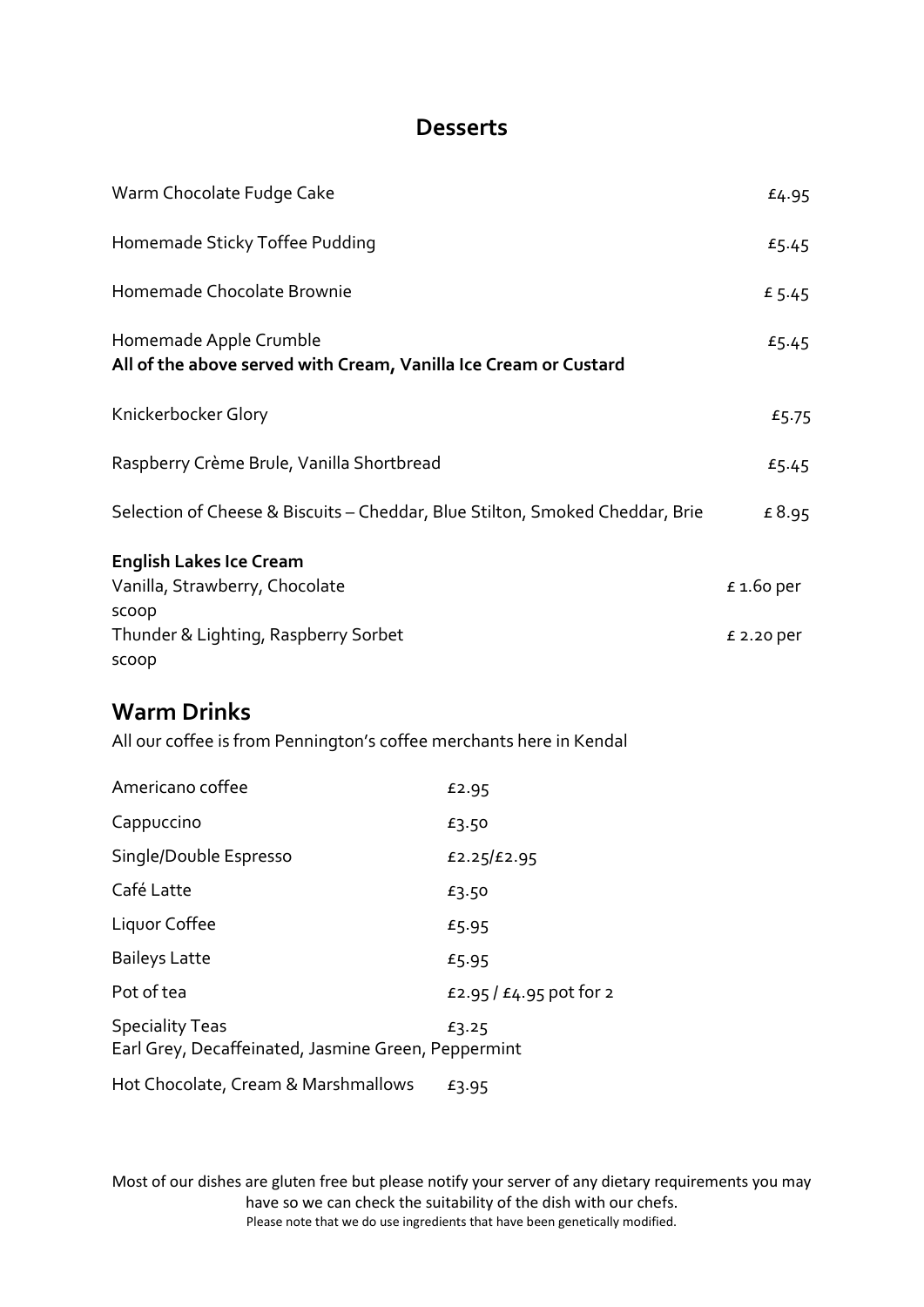## Desserts

| | |
|---|---|
| Warm Chocolate Fudge Cake | £4.95 |
| Homemade Sticky Toffee Pudding | £5.45 |
| Homemade Chocolate Brownie | £ 5.45 |
| Homemade Apple Crumble | £5.45 |

**All of the above served with Cream, Vanilla Ice Cream or Custard**

| | |
|---|---|
| Knickerbocker Glory | £5.75 |
| Raspberry Crème Brule, Vanilla Shortbread | £5.45 |
| Selection of Cheese & Biscuits – Cheddar, Blue Stilton, Smoked Cheddar, Brie | £ 8.95 |

**English Lakes Ice Cream**

| | |
|---|---|
| Vanilla, Strawberry, Chocolate | £ 1.60 per scoop |
| Thunder & Lighting, Raspberry Sorbet | £ 2.20 per scoop |

## Warm Drinks

All our coffee is from Pennington's coffee merchants here in Kendal

| | |
|---|---|
| Americano coffee | £2.95 |
| Cappuccino | £3.50 |
| Single/Double Espresso | £2.25/£2.95 |
| Café Latte | £3.50 |
| Liquor Coffee | £5.95 |
| Baileys Latte | £5.95 |
| Pot of tea | £2.95 / £4.95 pot for 2 |
| Speciality Teas<br>Earl Grey, Decaffeinated, Jasmine Green, Peppermint | £3.25 |
| Hot Chocolate, Cream & Marshmallows | £3.95 |

Most of our dishes are gluten free but please notify your server of any dietary requirements you may have so we can check the suitability of the dish with our chefs.

Please note that we do use ingredients that have been genetically modified.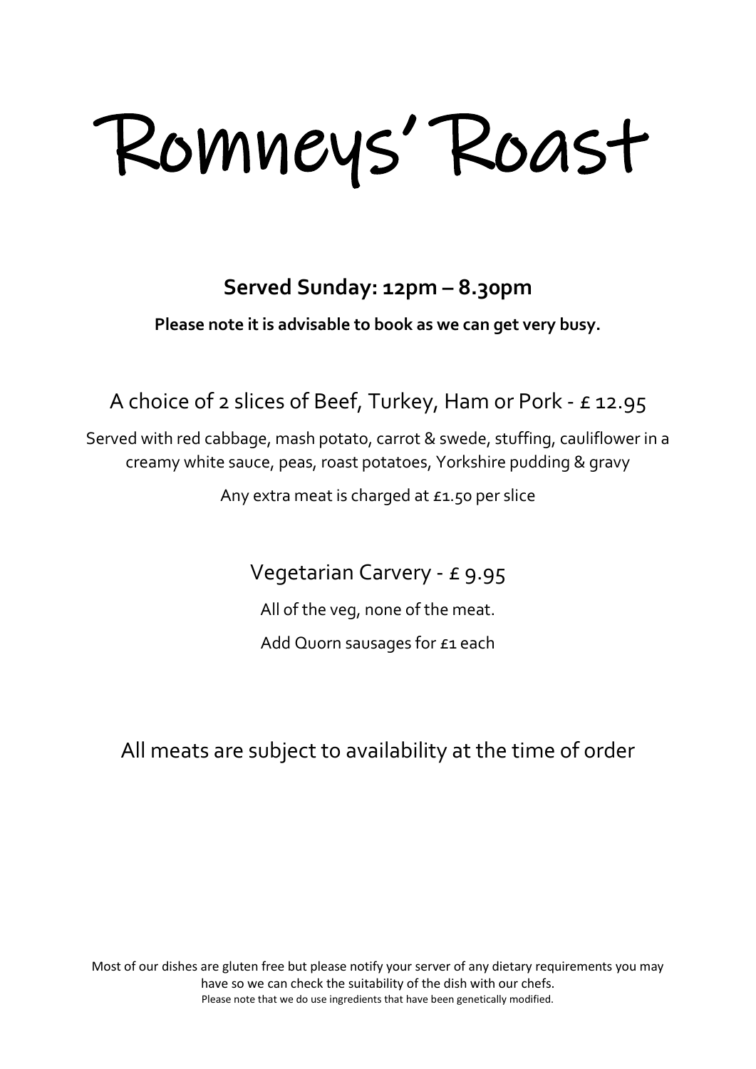# Romneys' Roast

**Served Sunday: 12pm – 8.30pm**

**Please note it is advisable to book as we can get very busy.**

## A choice of 2 slices of Beef, Turkey, Ham or Pork - £ 12.95

Served with red cabbage, mash potato, carrot & swede, stuffing, cauliflower in a creamy white sauce, peas, roast potatoes, Yorkshire pudding & gravy

Any extra meat is charged at £1.50 per slice

## Vegetarian Carvery - £ 9.95

All of the veg, none of the meat.

Add Quorn sausages for £1 each

All meats are subject to availability at the time of order

Most of our dishes are gluten free but please notify your server of any dietary requirements you may have so we can check the suitability of the dish with our chefs.
Please note that we do use ingredients that have been genetically modified.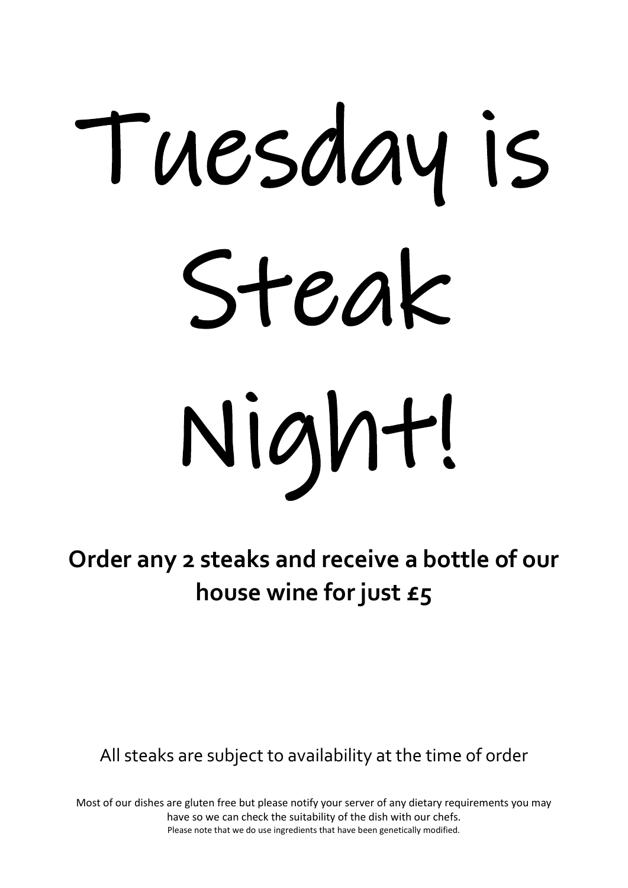# Tuesday is Steak Night!

**Order any 2 steaks and receive a bottle of our house wine for just £5**

All steaks are subject to availability at the time of order

Most of our dishes are gluten free but please notify your server of any dietary requirements you may have so we can check the suitability of the dish with our chefs.

Please note that we do use ingredients that have been genetically modified.